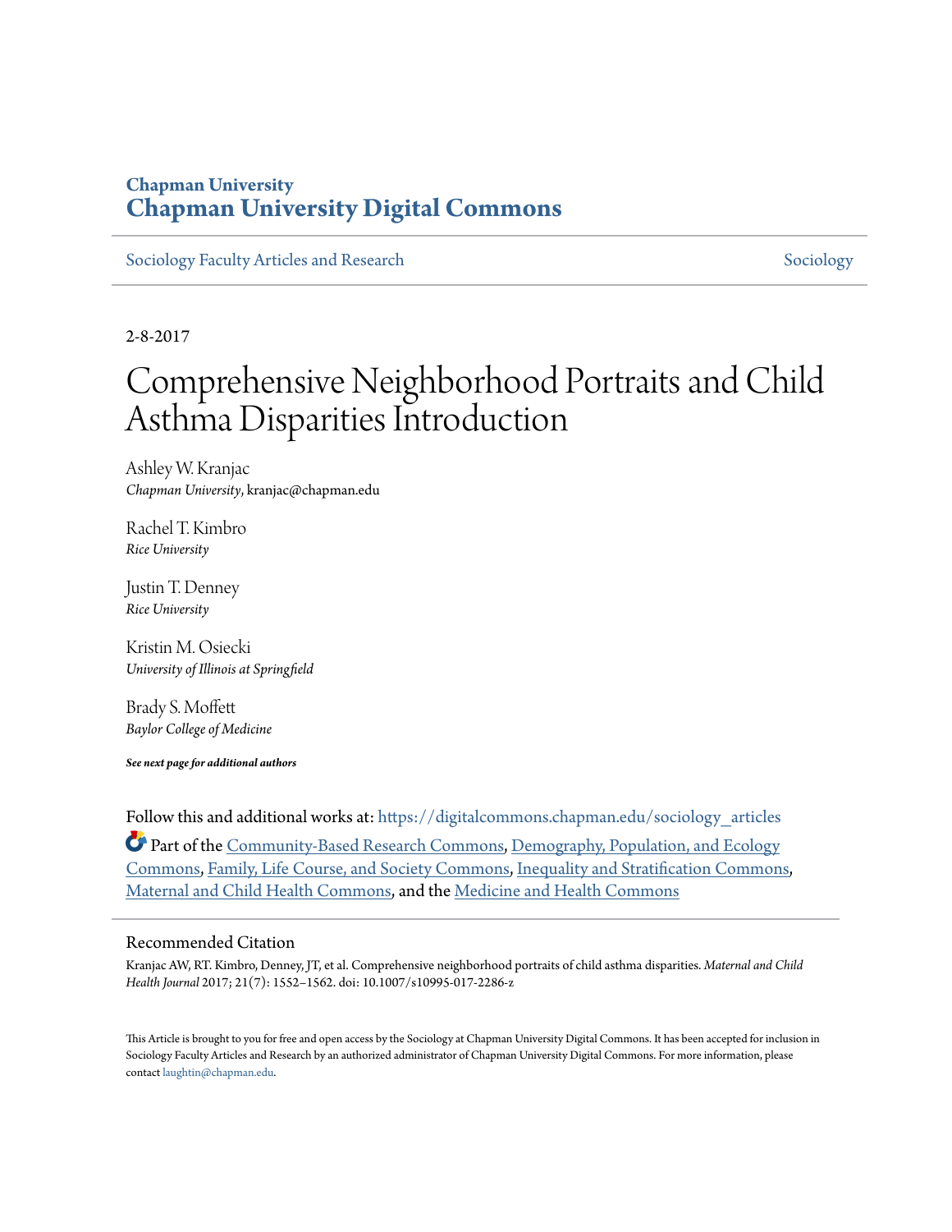**Chapman University**
**Chapman University Digital Commons**

Sociology Faculty Articles and Research | Sociology

2-8-2017

# Comprehensive Neighborhood Portraits and Child Asthma Disparities Introduction

Ashley W. Kranjac
*Chapman University*, kranjac@chapman.edu

Rachel T. Kimbro
*Rice University*

Justin T. Denney
*Rice University*

Kristin M. Osiecki
*University of Illinois at Springfield*

Brady S. Moffett
*Baylor College of Medicine*

***See next page for additional authors***

Follow this and additional works at: https://digitalcommons.chapman.edu/sociology_articles

Part of the Community-Based Research Commons, Demography, Population, and Ecology Commons, Family, Life Course, and Society Commons, Inequality and Stratification Commons, Maternal and Child Health Commons, and the Medicine and Health Commons

## Recommended Citation

Kranjac AW, RT. Kimbro, Denney, JT, et al. Comprehensive neighborhood portraits of child asthma disparities. *Maternal and Child Health Journal* 2017; 21(7): 1552–1562. doi: 10.1007/s10995-017-2286-z

This Article is brought to you for free and open access by the Sociology at Chapman University Digital Commons. It has been accepted for inclusion in Sociology Faculty Articles and Research by an authorized administrator of Chapman University Digital Commons. For more information, please contact laughtin@chapman.edu.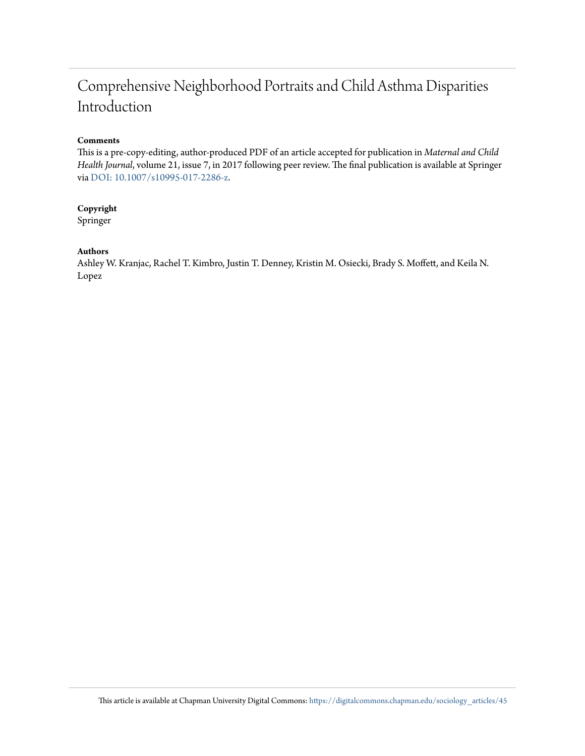# Comprehensive Neighborhood Portraits and Child Asthma Disparities Introduction

**Comments**

This is a pre-copy-editing, author-produced PDF of an article accepted for publication in *Maternal and Child Health Journal*, volume 21, issue 7, in 2017 following peer review. The final publication is available at Springer via DOI: 10.1007/s10995-017-2286-z.

**Copyright**

Springer

**Authors**

Ashley W. Kranjac, Rachel T. Kimbro, Justin T. Denney, Kristin M. Osiecki, Brady S. Moffett, and Keila N. Lopez

This article is available at Chapman University Digital Commons: https://digitalcommons.chapman.edu/sociology_articles/45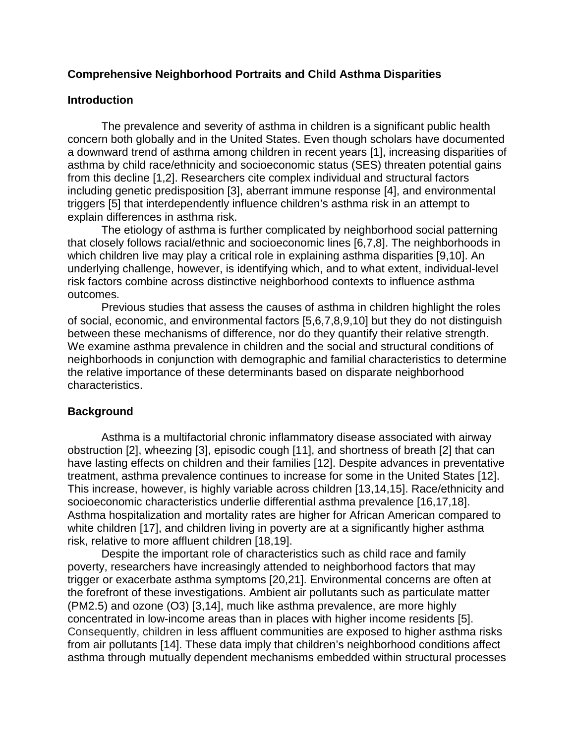**Comprehensive Neighborhood Portraits and Child Asthma Disparities**

**Introduction**

The prevalence and severity of asthma in children is a significant public health concern both globally and in the United States. Even though scholars have documented a downward trend of asthma among children in recent years [1], increasing disparities of asthma by child race/ethnicity and socioeconomic status (SES) threaten potential gains from this decline [1,2]. Researchers cite complex individual and structural factors including genetic predisposition [3], aberrant immune response [4], and environmental triggers [5] that interdependently influence children's asthma risk in an attempt to explain differences in asthma risk.

The etiology of asthma is further complicated by neighborhood social patterning that closely follows racial/ethnic and socioeconomic lines [6,7,8]. The neighborhoods in which children live may play a critical role in explaining asthma disparities [9,10]. An underlying challenge, however, is identifying which, and to what extent, individual-level risk factors combine across distinctive neighborhood contexts to influence asthma outcomes.

Previous studies that assess the causes of asthma in children highlight the roles of social, economic, and environmental factors [5,6,7,8,9,10] but they do not distinguish between these mechanisms of difference, nor do they quantify their relative strength. We examine asthma prevalence in children and the social and structural conditions of neighborhoods in conjunction with demographic and familial characteristics to determine the relative importance of these determinants based on disparate neighborhood characteristics.

**Background**

Asthma is a multifactorial chronic inflammatory disease associated with airway obstruction [2], wheezing [3], episodic cough [11], and shortness of breath [2] that can have lasting effects on children and their families [12]. Despite advances in preventative treatment, asthma prevalence continues to increase for some in the United States [12]. This increase, however, is highly variable across children [13,14,15]. Race/ethnicity and socioeconomic characteristics underlie differential asthma prevalence [16,17,18]. Asthma hospitalization and mortality rates are higher for African American compared to white children [17], and children living in poverty are at a significantly higher asthma risk, relative to more affluent children [18,19].

Despite the important role of characteristics such as child race and family poverty, researchers have increasingly attended to neighborhood factors that may trigger or exacerbate asthma symptoms [20,21]. Environmental concerns are often at the forefront of these investigations. Ambient air pollutants such as particulate matter ($PM_{2.5}$) and ozone ($O_3$) [3,14], much like asthma prevalence, are more highly concentrated in low-income areas than in places with higher income residents [5]. Consequently, children in less affluent communities are exposed to higher asthma risks from air pollutants [14]. These data imply that children's neighborhood conditions affect asthma through mutually dependent mechanisms embedded within structural processes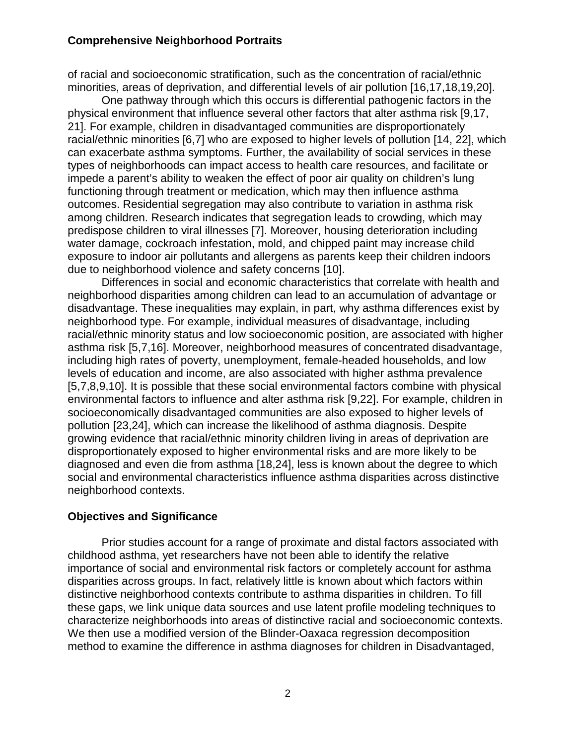of racial and socioeconomic stratification, such as the concentration of racial/ethnic minorities, areas of deprivation, and differential levels of air pollution [16,17,18,19,20].

One pathway through which this occurs is differential pathogenic factors in the physical environment that influence several other factors that alter asthma risk [9,17, 21]. For example, children in disadvantaged communities are disproportionately racial/ethnic minorities [6,7] who are exposed to higher levels of pollution [14, 22], which can exacerbate asthma symptoms. Further, the availability of social services in these types of neighborhoods can impact access to health care resources, and facilitate or impede a parent's ability to weaken the effect of poor air quality on children's lung functioning through treatment or medication, which may then influence asthma outcomes. Residential segregation may also contribute to variation in asthma risk among children. Research indicates that segregation leads to crowding, which may predispose children to viral illnesses [7]. Moreover, housing deterioration including water damage, cockroach infestation, mold, and chipped paint may increase child exposure to indoor air pollutants and allergens as parents keep their children indoors due to neighborhood violence and safety concerns [10].

Differences in social and economic characteristics that correlate with health and neighborhood disparities among children can lead to an accumulation of advantage or disadvantage. These inequalities may explain, in part, why asthma differences exist by neighborhood type. For example, individual measures of disadvantage, including racial/ethnic minority status and low socioeconomic position, are associated with higher asthma risk [5,7,16]. Moreover, neighborhood measures of concentrated disadvantage, including high rates of poverty, unemployment, female-headed households, and low levels of education and income, are also associated with higher asthma prevalence [5,7,8,9,10]. It is possible that these social environmental factors combine with physical environmental factors to influence and alter asthma risk [9,22]. For example, children in socioeconomically disadvantaged communities are also exposed to higher levels of pollution [23,24], which can increase the likelihood of asthma diagnosis. Despite growing evidence that racial/ethnic minority children living in areas of deprivation are disproportionately exposed to higher environmental risks and are more likely to be diagnosed and even die from asthma [18,24], less is known about the degree to which social and environmental characteristics influence asthma disparities across distinctive neighborhood contexts.

## Objectives and Significance

Prior studies account for a range of proximate and distal factors associated with childhood asthma, yet researchers have not been able to identify the relative importance of social and environmental risk factors or completely account for asthma disparities across groups. In fact, relatively little is known about which factors within distinctive neighborhood contexts contribute to asthma disparities in children. To fill these gaps, we link unique data sources and use latent profile modeling techniques to characterize neighborhoods into areas of distinctive racial and socioeconomic contexts. We then use a modified version of the Blinder-Oaxaca regression decomposition method to examine the difference in asthma diagnoses for children in Disadvantaged,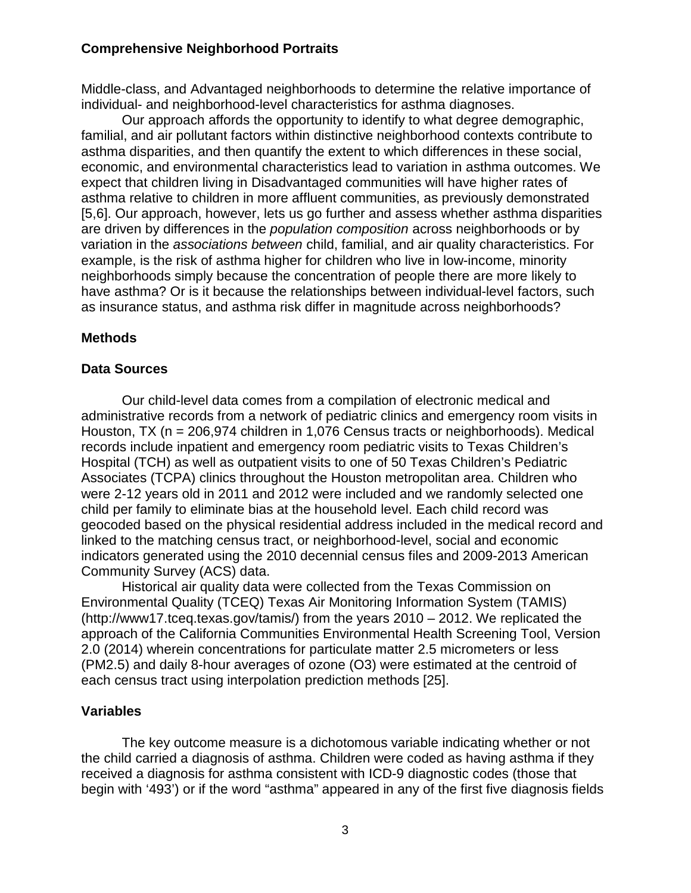Middle-class, and Advantaged neighborhoods to determine the relative importance of individual- and neighborhood-level characteristics for asthma diagnoses.

Our approach affords the opportunity to identify to what degree demographic, familial, and air pollutant factors within distinctive neighborhood contexts contribute to asthma disparities, and then quantify the extent to which differences in these social, economic, and environmental characteristics lead to variation in asthma outcomes. We expect that children living in Disadvantaged communities will have higher rates of asthma relative to children in more affluent communities, as previously demonstrated [5,6]. Our approach, however, lets us go further and assess whether asthma disparities are driven by differences in the *population composition* across neighborhoods or by variation in the *associations between* child, familial, and air quality characteristics. For example, is the risk of asthma higher for children who live in low-income, minority neighborhoods simply because the concentration of people there are more likely to have asthma? Or is it because the relationships between individual-level factors, such as insurance status, and asthma risk differ in magnitude across neighborhoods?

## Methods

### Data Sources

Our child-level data comes from a compilation of electronic medical and administrative records from a network of pediatric clinics and emergency room visits in Houston, TX (n = 206,974 children in 1,076 Census tracts or neighborhoods). Medical records include inpatient and emergency room pediatric visits to Texas Children's Hospital (TCH) as well as outpatient visits to one of 50 Texas Children's Pediatric Associates (TCPA) clinics throughout the Houston metropolitan area. Children who were 2-12 years old in 2011 and 2012 were included and we randomly selected one child per family to eliminate bias at the household level. Each child record was geocoded based on the physical residential address included in the medical record and linked to the matching census tract, or neighborhood-level, social and economic indicators generated using the 2010 decennial census files and 2009-2013 American Community Survey (ACS) data.

Historical air quality data were collected from the Texas Commission on Environmental Quality (TCEQ) Texas Air Monitoring Information System (TAMIS) (http://www17.tceq.texas.gov/tamis/) from the years 2010 – 2012. We replicated the approach of the California Communities Environmental Health Screening Tool, Version 2.0 (2014) wherein concentrations for particulate matter 2.5 micrometers or less ($PM_{2.5}$) and daily 8-hour averages of ozone ($O_3$) were estimated at the centroid of each census tract using interpolation prediction methods [25].

### Variables

The key outcome measure is a dichotomous variable indicating whether or not the child carried a diagnosis of asthma. Children were coded as having asthma if they received a diagnosis for asthma consistent with ICD-9 diagnostic codes (those that begin with '493') or if the word "asthma" appeared in any of the first five diagnosis fields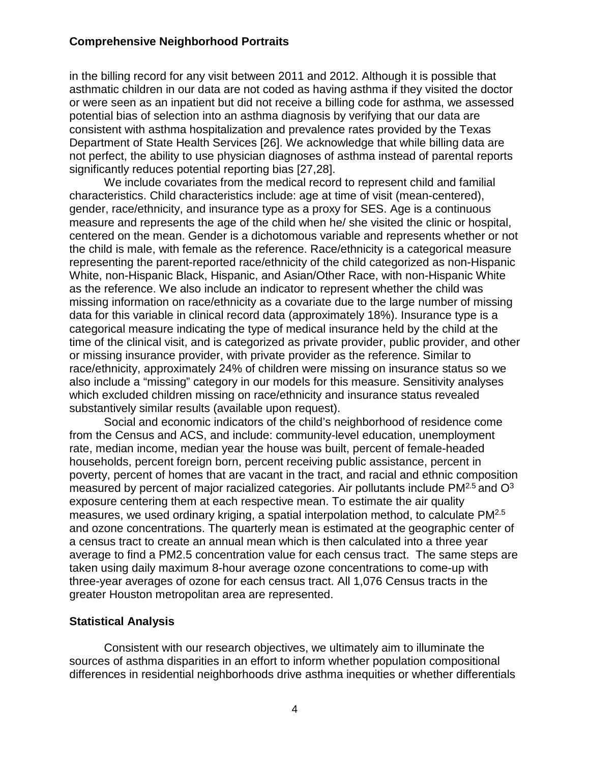in the billing record for any visit between 2011 and 2012. Although it is possible that asthmatic children in our data are not coded as having asthma if they visited the doctor or were seen as an inpatient but did not receive a billing code for asthma, we assessed potential bias of selection into an asthma diagnosis by verifying that our data are consistent with asthma hospitalization and prevalence rates provided by the Texas Department of State Health Services [26]. We acknowledge that while billing data are not perfect, the ability to use physician diagnoses of asthma instead of parental reports significantly reduces potential reporting bias [27,28].

We include covariates from the medical record to represent child and familial characteristics. Child characteristics include: age at time of visit (mean-centered), gender, race/ethnicity, and insurance type as a proxy for SES. Age is a continuous measure and represents the age of the child when he/ she visited the clinic or hospital, centered on the mean. Gender is a dichotomous variable and represents whether or not the child is male, with female as the reference. Race/ethnicity is a categorical measure representing the parent-reported race/ethnicity of the child categorized as non-Hispanic White, non-Hispanic Black, Hispanic, and Asian/Other Race, with non-Hispanic White as the reference. We also include an indicator to represent whether the child was missing information on race/ethnicity as a covariate due to the large number of missing data for this variable in clinical record data (approximately 18%). Insurance type is a categorical measure indicating the type of medical insurance held by the child at the time of the clinical visit, and is categorized as private provider, public provider, and other or missing insurance provider, with private provider as the reference. Similar to race/ethnicity, approximately 24% of children were missing on insurance status so we also include a "missing" category in our models for this measure. Sensitivity analyses which excluded children missing on race/ethnicity and insurance status revealed substantively similar results (available upon request).

Social and economic indicators of the child's neighborhood of residence come from the Census and ACS, and include: community-level education, unemployment rate, median income, median year the house was built, percent of female-headed households, percent foreign born, percent receiving public assistance, percent in poverty, percent of homes that are vacant in the tract, and racial and ethnic composition measured by percent of major racialized categories. Air pollutants include $PM^{2.5}$ and $O^3$ exposure centering them at each respective mean. To estimate the air quality measures, we used ordinary kriging, a spatial interpolation method, to calculate $PM^{2.5}$ and ozone concentrations. The quarterly mean is estimated at the geographic center of a census tract to create an annual mean which is then calculated into a three year average to find a PM2.5 concentration value for each census tract. The same steps are taken using daily maximum 8-hour average ozone concentrations to come-up with three-year averages of ozone for each census tract. All 1,076 Census tracts in the greater Houston metropolitan area are represented.

## Statistical Analysis

Consistent with our research objectives, we ultimately aim to illuminate the sources of asthma disparities in an effort to inform whether population compositional differences in residential neighborhoods drive asthma inequities or whether differentials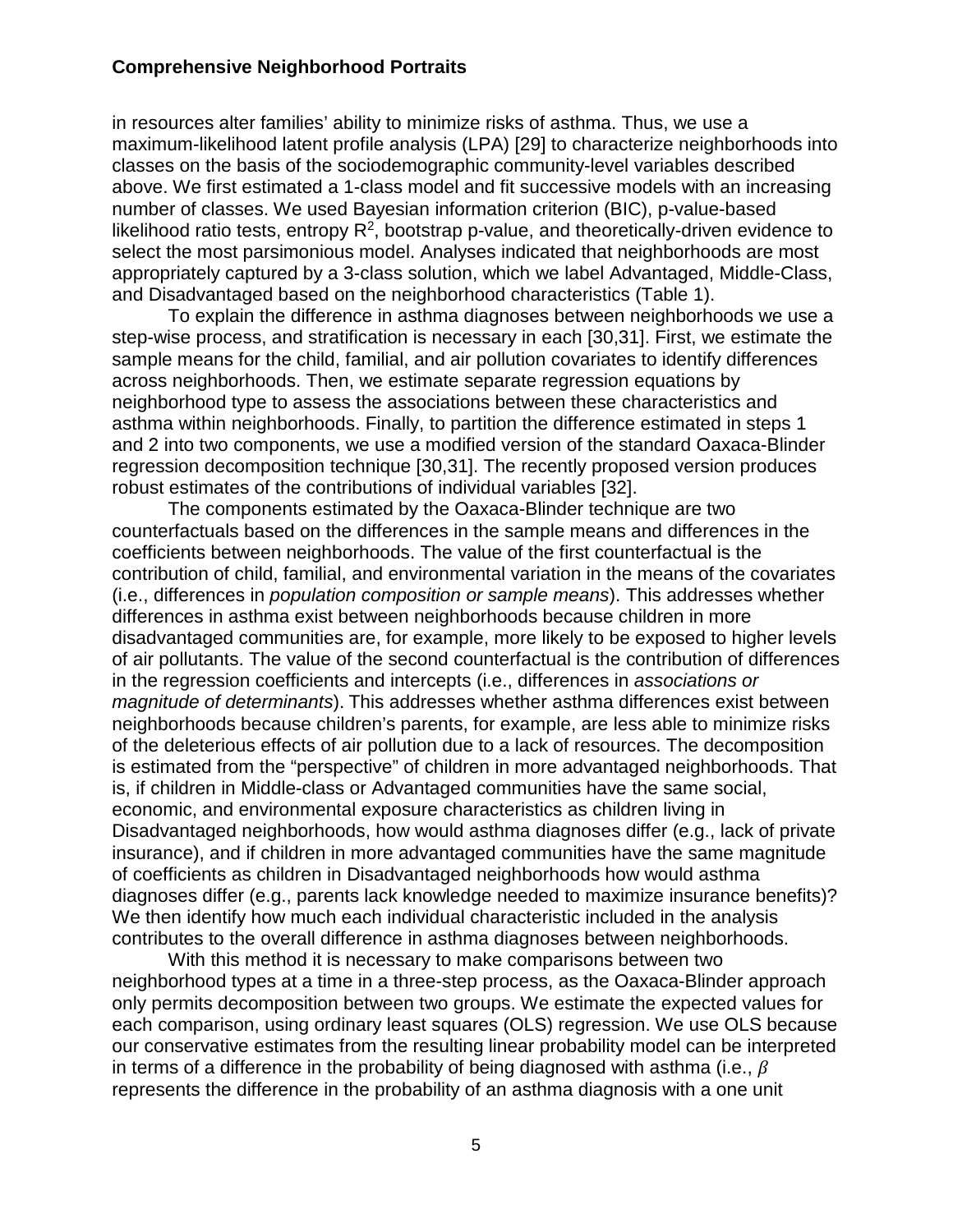in resources alter families' ability to minimize risks of asthma. Thus, we use a maximum-likelihood latent profile analysis (LPA) [29] to characterize neighborhoods into classes on the basis of the sociodemographic community-level variables described above. We first estimated a 1-class model and fit successive models with an increasing number of classes. We used Bayesian information criterion (BIC), p-value-based likelihood ratio tests, entropy $R^2$, bootstrap p-value, and theoretically-driven evidence to select the most parsimonious model. Analyses indicated that neighborhoods are most appropriately captured by a 3-class solution, which we label Advantaged, Middle-Class, and Disadvantaged based on the neighborhood characteristics (Table 1).

To explain the difference in asthma diagnoses between neighborhoods we use a step-wise process, and stratification is necessary in each [30,31]. First, we estimate the sample means for the child, familial, and air pollution covariates to identify differences across neighborhoods. Then, we estimate separate regression equations by neighborhood type to assess the associations between these characteristics and asthma within neighborhoods. Finally, to partition the difference estimated in steps 1 and 2 into two components, we use a modified version of the standard Oaxaca-Blinder regression decomposition technique [30,31]. The recently proposed version produces robust estimates of the contributions of individual variables [32].

The components estimated by the Oaxaca-Blinder technique are two counterfactuals based on the differences in the sample means and differences in the coefficients between neighborhoods. The value of the first counterfactual is the contribution of child, familial, and environmental variation in the means of the covariates (i.e., differences in *population composition or sample means*). This addresses whether differences in asthma exist between neighborhoods because children in more disadvantaged communities are, for example, more likely to be exposed to higher levels of air pollutants. The value of the second counterfactual is the contribution of differences in the regression coefficients and intercepts (i.e., differences in *associations or magnitude of determinants*). This addresses whether asthma differences exist between neighborhoods because children's parents, for example, are less able to minimize risks of the deleterious effects of air pollution due to a lack of resources. The decomposition is estimated from the "perspective" of children in more advantaged neighborhoods. That is, if children in Middle-class or Advantaged communities have the same social, economic, and environmental exposure characteristics as children living in Disadvantaged neighborhoods, how would asthma diagnoses differ (e.g., lack of private insurance), and if children in more advantaged communities have the same magnitude of coefficients as children in Disadvantaged neighborhoods how would asthma diagnoses differ (e.g., parents lack knowledge needed to maximize insurance benefits)? We then identify how much each individual characteristic included in the analysis contributes to the overall difference in asthma diagnoses between neighborhoods.

With this method it is necessary to make comparisons between two neighborhood types at a time in a three-step process, as the Oaxaca-Blinder approach only permits decomposition between two groups. We estimate the expected values for each comparison, using ordinary least squares (OLS) regression. We use OLS because our conservative estimates from the resulting linear probability model can be interpreted in terms of a difference in the probability of being diagnosed with asthma (i.e., $\beta$ represents the difference in the probability of an asthma diagnosis with a one unit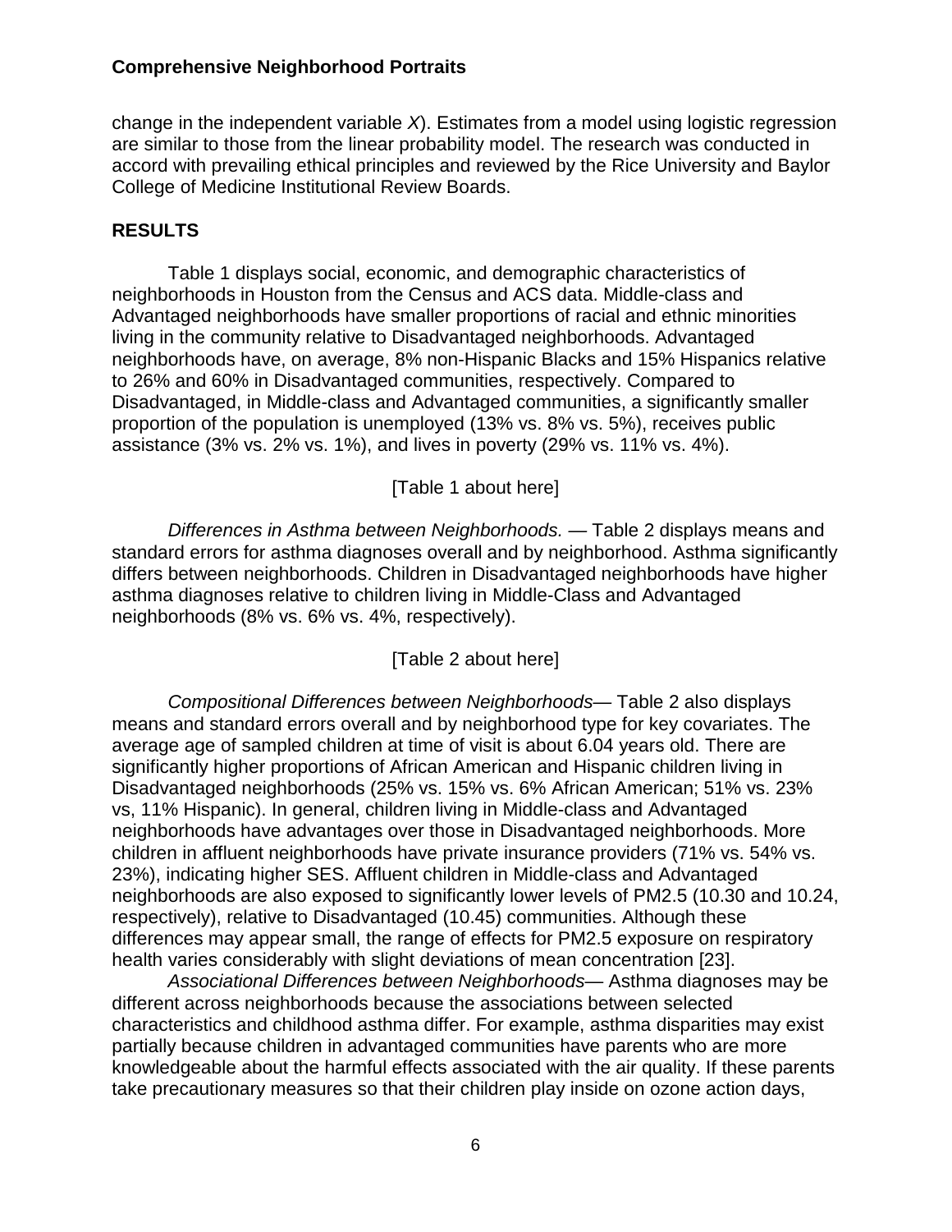change in the independent variable *X*). Estimates from a model using logistic regression are similar to those from the linear probability model. The research was conducted in accord with prevailing ethical principles and reviewed by the Rice University and Baylor College of Medicine Institutional Review Boards.

## RESULTS

Table 1 displays social, economic, and demographic characteristics of neighborhoods in Houston from the Census and ACS data. Middle-class and Advantaged neighborhoods have smaller proportions of racial and ethnic minorities living in the community relative to Disadvantaged neighborhoods. Advantaged neighborhoods have, on average, 8% non-Hispanic Blacks and 15% Hispanics relative to 26% and 60% in Disadvantaged communities, respectively. Compared to Disadvantaged, in Middle-class and Advantaged communities, a significantly smaller proportion of the population is unemployed (13% vs. 8% vs. 5%), receives public assistance (3% vs. 2% vs. 1%), and lives in poverty (29% vs. 11% vs. 4%).

[Table 1 about here]

*Differences in Asthma between Neighborhoods.* — Table 2 displays means and standard errors for asthma diagnoses overall and by neighborhood. Asthma significantly differs between neighborhoods. Children in Disadvantaged neighborhoods have higher asthma diagnoses relative to children living in Middle-Class and Advantaged neighborhoods (8% vs. 6% vs. 4%, respectively).

[Table 2 about here]

*Compositional Differences between Neighborhoods*— Table 2 also displays means and standard errors overall and by neighborhood type for key covariates. The average age of sampled children at time of visit is about 6.04 years old. There are significantly higher proportions of African American and Hispanic children living in Disadvantaged neighborhoods (25% vs. 15% vs. 6% African American; 51% vs. 23% vs, 11% Hispanic). In general, children living in Middle-class and Advantaged neighborhoods have advantages over those in Disadvantaged neighborhoods. More children in affluent neighborhoods have private insurance providers (71% vs. 54% vs. 23%), indicating higher SES. Affluent children in Middle-class and Advantaged neighborhoods are also exposed to significantly lower levels of PM2.5 (10.30 and 10.24, respectively), relative to Disadvantaged (10.45) communities. Although these differences may appear small, the range of effects for PM2.5 exposure on respiratory health varies considerably with slight deviations of mean concentration [23].

*Associational Differences between Neighborhoods*— Asthma diagnoses may be different across neighborhoods because the associations between selected characteristics and childhood asthma differ. For example, asthma disparities may exist partially because children in advantaged communities have parents who are more knowledgeable about the harmful effects associated with the air quality. If these parents take precautionary measures so that their children play inside on ozone action days,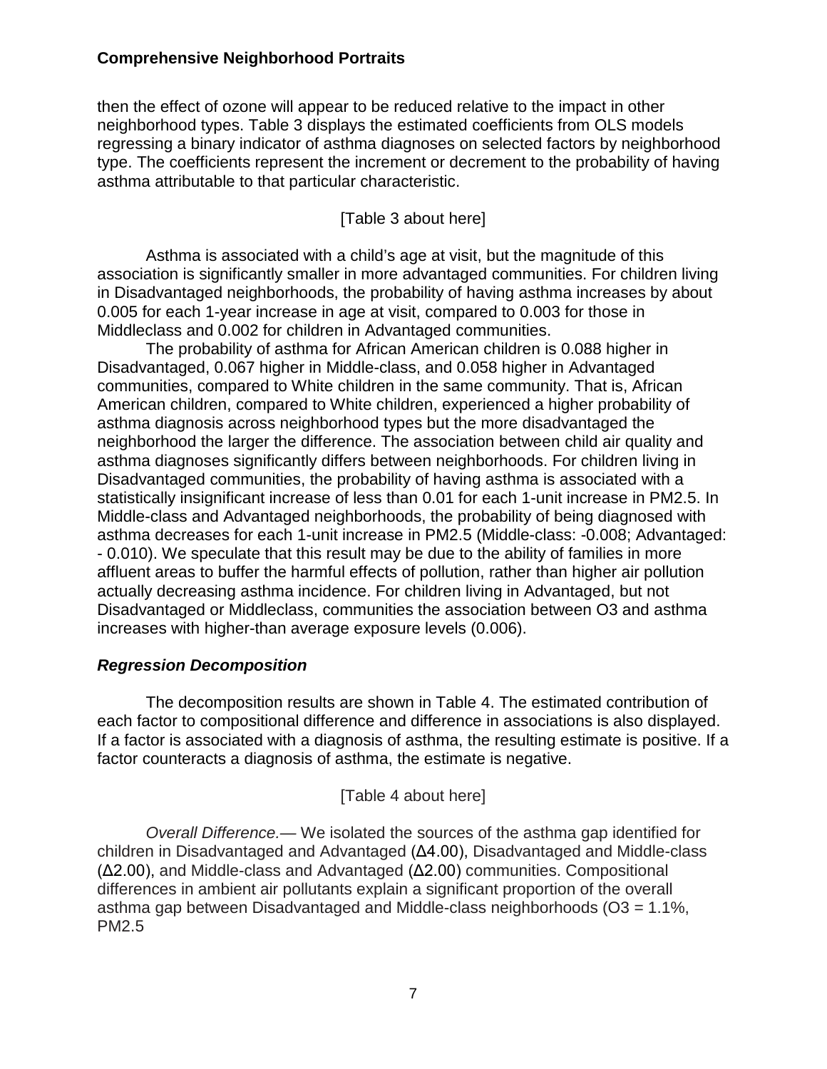then the effect of ozone will appear to be reduced relative to the impact in other neighborhood types. Table 3 displays the estimated coefficients from OLS models regressing a binary indicator of asthma diagnoses on selected factors by neighborhood type. The coefficients represent the increment or decrement to the probability of having asthma attributable to that particular characteristic.

[Table 3 about here]

Asthma is associated with a child's age at visit, but the magnitude of this association is significantly smaller in more advantaged communities. For children living in Disadvantaged neighborhoods, the probability of having asthma increases by about 0.005 for each 1-year increase in age at visit, compared to 0.003 for those in Middleclass and 0.002 for children in Advantaged communities.

The probability of asthma for African American children is 0.088 higher in Disadvantaged, 0.067 higher in Middle-class, and 0.058 higher in Advantaged communities, compared to White children in the same community. That is, African American children, compared to White children, experienced a higher probability of asthma diagnosis across neighborhood types but the more disadvantaged the neighborhood the larger the difference. The association between child air quality and asthma diagnoses significantly differs between neighborhoods. For children living in Disadvantaged communities, the probability of having asthma is associated with a statistically insignificant increase of less than 0.01 for each 1-unit increase in PM2.5. In Middle-class and Advantaged neighborhoods, the probability of being diagnosed with asthma decreases for each 1-unit increase in PM2.5 (Middle-class: -0.008; Advantaged: - 0.010). We speculate that this result may be due to the ability of families in more affluent areas to buffer the harmful effects of pollution, rather than higher air pollution actually decreasing asthma incidence. For children living in Advantaged, but not Disadvantaged or Middleclass, communities the association between O3 and asthma increases with higher-than average exposure levels (0.006).

### *Regression Decomposition*

The decomposition results are shown in Table 4. The estimated contribution of each factor to compositional difference and difference in associations is also displayed. If a factor is associated with a diagnosis of asthma, the resulting estimate is positive. If a factor counteracts a diagnosis of asthma, the estimate is negative.

[Table 4 about here]

*Overall Difference.*— We isolated the sources of the asthma gap identified for children in Disadvantaged and Advantaged (Δ4.00), Disadvantaged and Middle-class (Δ2.00), and Middle-class and Advantaged (Δ2.00) communities. Compositional differences in ambient air pollutants explain a significant proportion of the overall asthma gap between Disadvantaged and Middle-class neighborhoods (O3 = 1.1%, PM2.5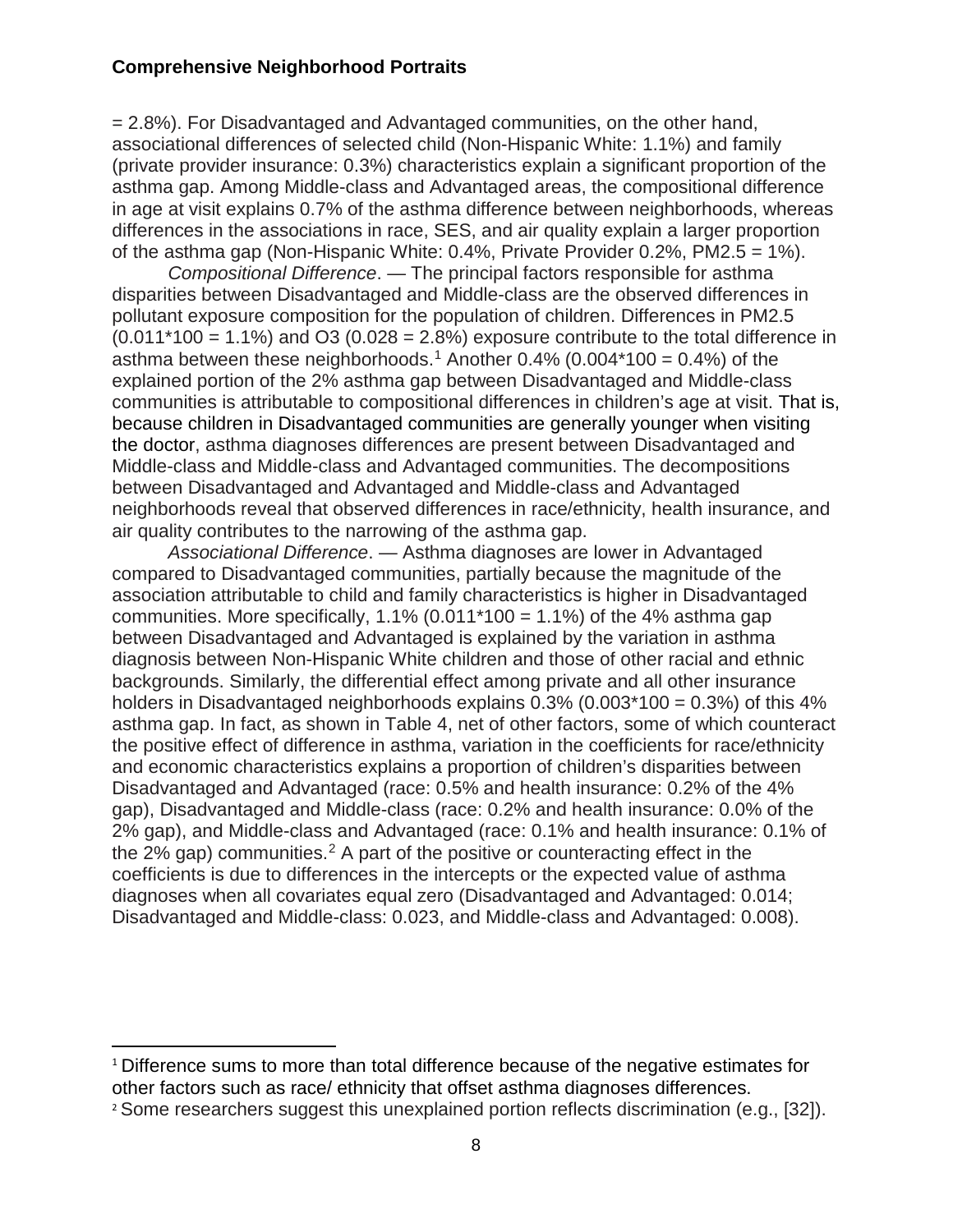= 2.8%). For Disadvantaged and Advantaged communities, on the other hand, associational differences of selected child (Non-Hispanic White: 1.1%) and family (private provider insurance: 0.3%) characteristics explain a significant proportion of the asthma gap. Among Middle-class and Advantaged areas, the compositional difference in age at visit explains 0.7% of the asthma difference between neighborhoods, whereas differences in the associations in race, SES, and air quality explain a larger proportion of the asthma gap (Non-Hispanic White: 0.4%, Private Provider 0.2%, PM2.5 = 1%).

*Compositional Difference*. — The principal factors responsible for asthma disparities between Disadvantaged and Middle-class are the observed differences in pollutant exposure composition for the population of children. Differences in PM2.5 (0.011*100 = 1.1%) and O3 (0.028 = 2.8%) exposure contribute to the total difference in asthma between these neighborhoods.[1] Another 0.4% (0.004*100 = 0.4%) of the explained portion of the 2% asthma gap between Disadvantaged and Middle-class communities is attributable to compositional differences in children's age at visit. That is, because children in Disadvantaged communities are generally younger when visiting the doctor, asthma diagnoses differences are present between Disadvantaged and Middle-class and Middle-class and Advantaged communities. The decompositions between Disadvantaged and Advantaged and Middle-class and Advantaged neighborhoods reveal that observed differences in race/ethnicity, health insurance, and air quality contributes to the narrowing of the asthma gap.

*Associational Difference*. — Asthma diagnoses are lower in Advantaged compared to Disadvantaged communities, partially because the magnitude of the association attributable to child and family characteristics is higher in Disadvantaged communities. More specifically, 1.1% (0.011*100 = 1.1%) of the 4% asthma gap between Disadvantaged and Advantaged is explained by the variation in asthma diagnosis between Non-Hispanic White children and those of other racial and ethnic backgrounds. Similarly, the differential effect among private and all other insurance holders in Disadvantaged neighborhoods explains 0.3% (0.003*100 = 0.3%) of this 4% asthma gap. In fact, as shown in Table 4, net of other factors, some of which counteract the positive effect of difference in asthma, variation in the coefficients for race/ethnicity and economic characteristics explains a proportion of children's disparities between Disadvantaged and Advantaged (race: 0.5% and health insurance: 0.2% of the 4% gap), Disadvantaged and Middle-class (race: 0.2% and health insurance: 0.0% of the 2% gap), and Middle-class and Advantaged (race: 0.1% and health insurance: 0.1% of the 2% gap) communities.[2] A part of the positive or counteracting effect in the coefficients is due to differences in the intercepts or the expected value of asthma diagnoses when all covariates equal zero (Disadvantaged and Advantaged: 0.014; Disadvantaged and Middle-class: 0.023, and Middle-class and Advantaged: 0.008).

---

[1] Difference sums to more than total difference because of the negative estimates for other factors such as race/ ethnicity that offset asthma diagnoses differences.

[2] Some researchers suggest this unexplained portion reflects discrimination (e.g., [32]).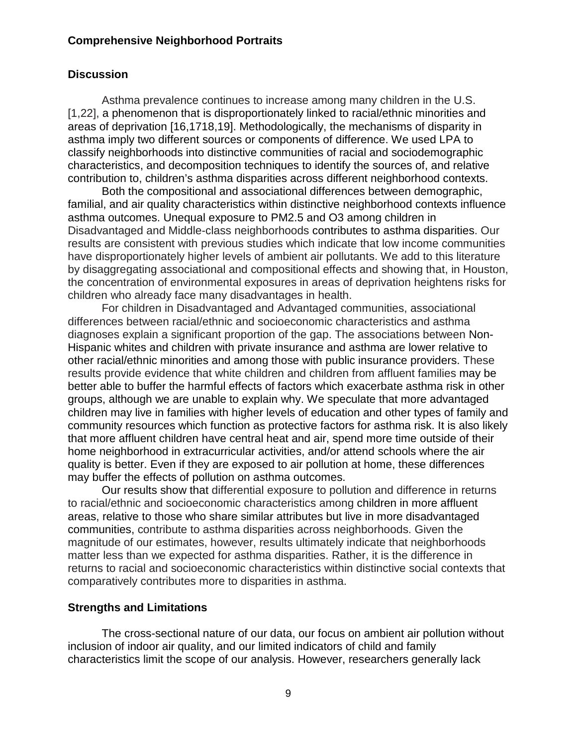## Discussion

Asthma prevalence continues to increase among many children in the U.S. [1,22], a phenomenon that is disproportionately linked to racial/ethnic minorities and areas of deprivation [16,1718,19]. Methodologically, the mechanisms of disparity in asthma imply two different sources or components of difference. We used LPA to classify neighborhoods into distinctive communities of racial and sociodemographic characteristics, and decomposition techniques to identify the sources of, and relative contribution to, children's asthma disparities across different neighborhood contexts.

Both the compositional and associational differences between demographic, familial, and air quality characteristics within distinctive neighborhood contexts influence asthma outcomes. Unequal exposure to PM2.5 and O3 among children in Disadvantaged and Middle-class neighborhoods contributes to asthma disparities. Our results are consistent with previous studies which indicate that low income communities have disproportionately higher levels of ambient air pollutants. We add to this literature by disaggregating associational and compositional effects and showing that, in Houston, the concentration of environmental exposures in areas of deprivation heightens risks for children who already face many disadvantages in health.

For children in Disadvantaged and Advantaged communities, associational differences between racial/ethnic and socioeconomic characteristics and asthma diagnoses explain a significant proportion of the gap. The associations between Non-Hispanic whites and children with private insurance and asthma are lower relative to other racial/ethnic minorities and among those with public insurance providers. These results provide evidence that white children and children from affluent families may be better able to buffer the harmful effects of factors which exacerbate asthma risk in other groups, although we are unable to explain why. We speculate that more advantaged children may live in families with higher levels of education and other types of family and community resources which function as protective factors for asthma risk. It is also likely that more affluent children have central heat and air, spend more time outside of their home neighborhood in extracurricular activities, and/or attend schools where the air quality is better. Even if they are exposed to air pollution at home, these differences may buffer the effects of pollution on asthma outcomes.

Our results show that differential exposure to pollution and difference in returns to racial/ethnic and socioeconomic characteristics among children in more affluent areas, relative to those who share similar attributes but live in more disadvantaged communities, contribute to asthma disparities across neighborhoods. Given the magnitude of our estimates, however, results ultimately indicate that neighborhoods matter less than we expected for asthma disparities. Rather, it is the difference in returns to racial and socioeconomic characteristics within distinctive social contexts that comparatively contributes more to disparities in asthma.

## Strengths and Limitations

The cross-sectional nature of our data, our focus on ambient air pollution without inclusion of indoor air quality, and our limited indicators of child and family characteristics limit the scope of our analysis. However, researchers generally lack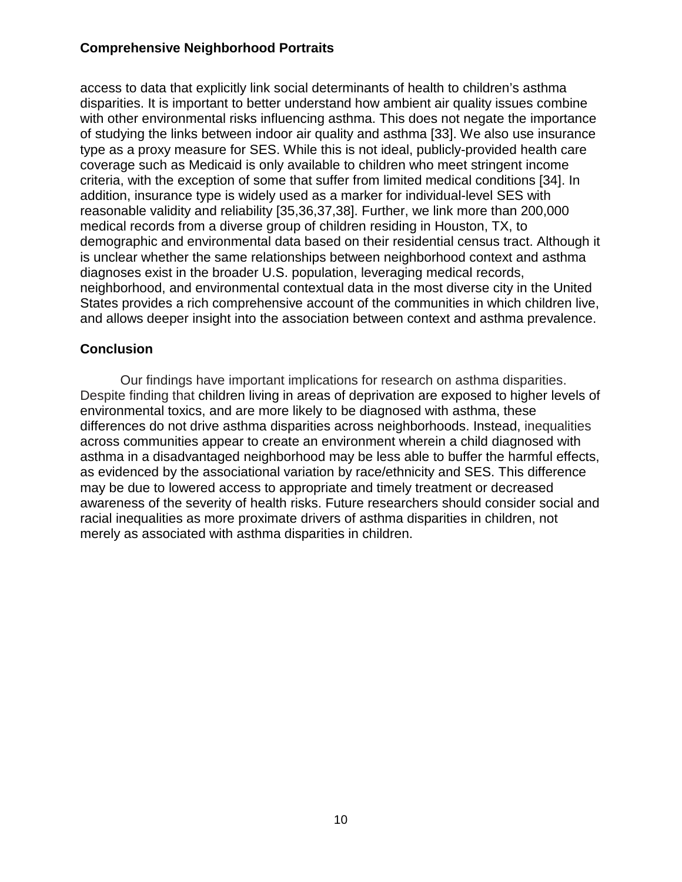access to data that explicitly link social determinants of health to children's asthma disparities. It is important to better understand how ambient air quality issues combine with other environmental risks influencing asthma. This does not negate the importance of studying the links between indoor air quality and asthma [33]. We also use insurance type as a proxy measure for SES. While this is not ideal, publicly-provided health care coverage such as Medicaid is only available to children who meet stringent income criteria, with the exception of some that suffer from limited medical conditions [34]. In addition, insurance type is widely used as a marker for individual-level SES with reasonable validity and reliability [35,36,37,38]. Further, we link more than 200,000 medical records from a diverse group of children residing in Houston, TX, to demographic and environmental data based on their residential census tract. Although it is unclear whether the same relationships between neighborhood context and asthma diagnoses exist in the broader U.S. population, leveraging medical records, neighborhood, and environmental contextual data in the most diverse city in the United States provides a rich comprehensive account of the communities in which children live, and allows deeper insight into the association between context and asthma prevalence.

## Conclusion

Our findings have important implications for research on asthma disparities. Despite finding that children living in areas of deprivation are exposed to higher levels of environmental toxics, and are more likely to be diagnosed with asthma, these differences do not drive asthma disparities across neighborhoods. Instead, inequalities across communities appear to create an environment wherein a child diagnosed with asthma in a disadvantaged neighborhood may be less able to buffer the harmful effects, as evidenced by the associational variation by race/ethnicity and SES. This difference may be due to lowered access to appropriate and timely treatment or decreased awareness of the severity of health risks. Future researchers should consider social and racial inequalities as more proximate drivers of asthma disparities in children, not merely as associated with asthma disparities in children.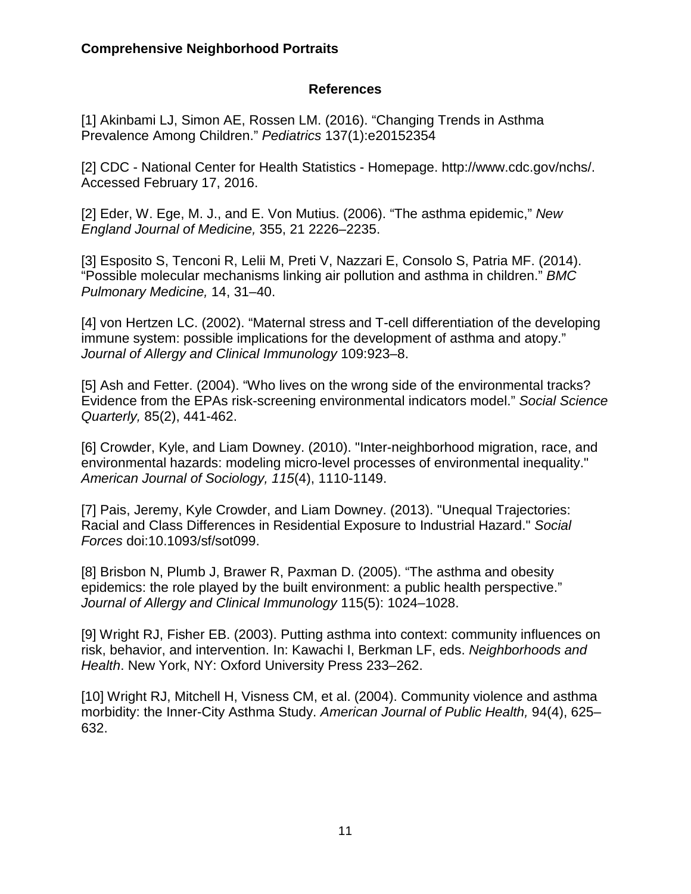## References

[1] Akinbami LJ, Simon AE, Rossen LM. (2016). “Changing Trends in Asthma Prevalence Among Children.” *Pediatrics* 137(1):e20152354

[2] CDC - National Center for Health Statistics - Homepage. http://www.cdc.gov/nchs/. Accessed February 17, 2016.

[2] Eder, W. Ege, M. J., and E. Von Mutius. (2006). “The asthma epidemic,” *New England Journal of Medicine,* 355, 21 2226–2235.

[3] Esposito S, Tenconi R, Lelii M, Preti V, Nazzari E, Consolo S, Patria MF. (2014). “Possible molecular mechanisms linking air pollution and asthma in children.” *BMC Pulmonary Medicine,* 14, 31–40.

[4] von Hertzen LC. (2002). “Maternal stress and T-cell differentiation of the developing immune system: possible implications for the development of asthma and atopy.” *Journal of Allergy and Clinical Immunology* 109:923–8.

[5] Ash and Fetter. (2004). “Who lives on the wrong side of the environmental tracks? Evidence from the EPAs risk-screening environmental indicators model.” *Social Science Quarterly,* 85(2), 441-462.

[6] Crowder, Kyle, and Liam Downey. (2010). "Inter-neighborhood migration, race, and environmental hazards: modeling micro-level processes of environmental inequality." *American Journal of Sociology, 115*(4), 1110-1149.

[7] Pais, Jeremy, Kyle Crowder, and Liam Downey. (2013). "Unequal Trajectories: Racial and Class Differences in Residential Exposure to Industrial Hazard." *Social Forces* doi:10.1093/sf/sot099.

[8] Brisbon N, Plumb J, Brawer R, Paxman D. (2005). “The asthma and obesity epidemics: the role played by the built environment: a public health perspective.” *Journal of Allergy and Clinical Immunology* 115(5): 1024–1028.

[9] Wright RJ, Fisher EB. (2003). Putting asthma into context: community influences on risk, behavior, and intervention. In: Kawachi I, Berkman LF, eds. *Neighborhoods and Health*. New York, NY: Oxford University Press 233–262.

[10] Wright RJ, Mitchell H, Visness CM, et al. (2004). Community violence and asthma morbidity: the Inner-City Asthma Study. *American Journal of Public Health,* 94(4), 625–632.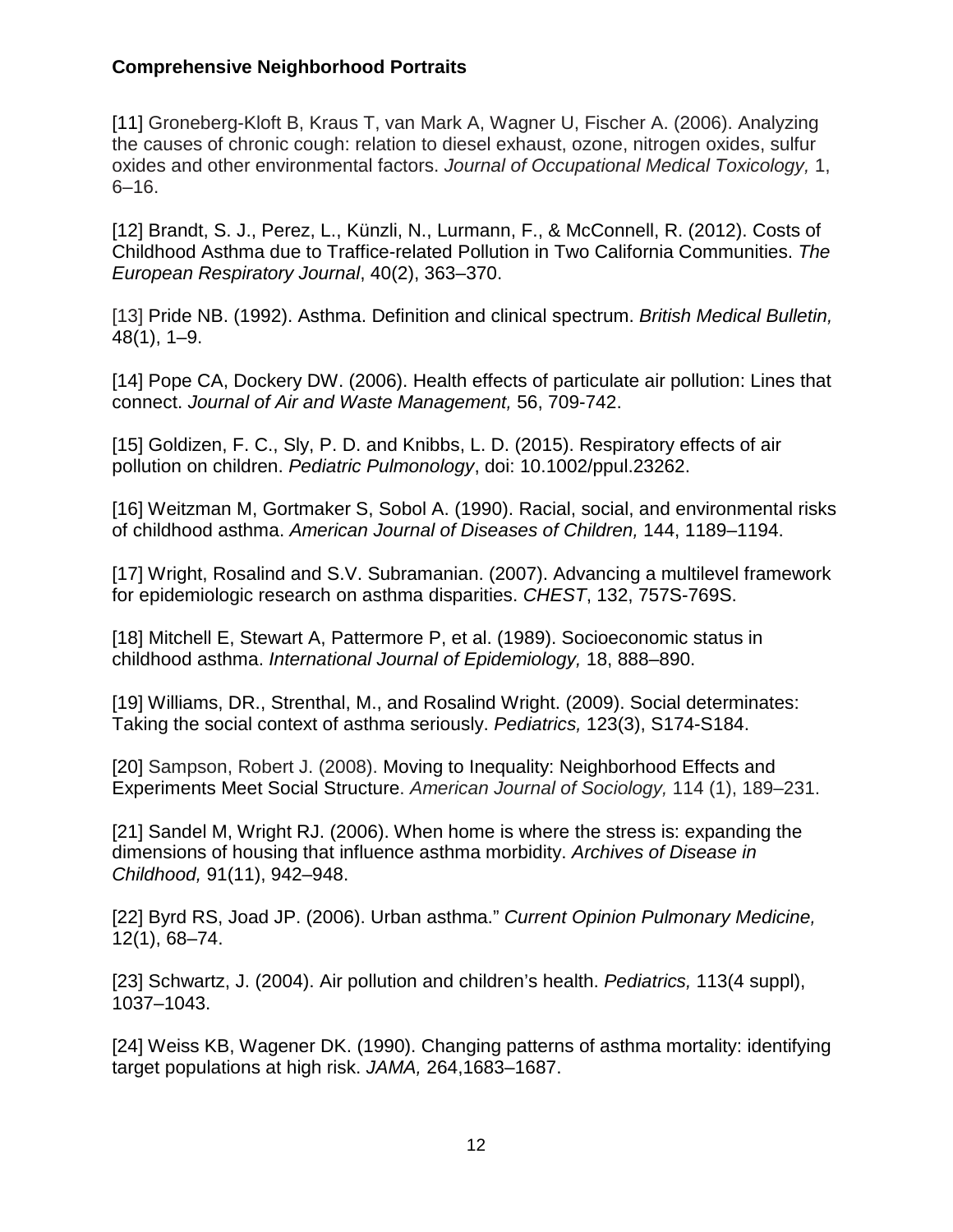[11] Groneberg-Kloft B, Kraus T, van Mark A, Wagner U, Fischer A. (2006). Analyzing the causes of chronic cough: relation to diesel exhaust, ozone, nitrogen oxides, sulfur oxides and other environmental factors. *Journal of Occupational Medical Toxicology,* 1, 6–16.

[12] Brandt, S. J., Perez, L., Künzli, N., Lurmann, F., & McConnell, R. (2012). Costs of Childhood Asthma due to Traffice-related Pollution in Two California Communities. *The European Respiratory Journal*, 40(2), 363–370.

[13] Pride NB. (1992). Asthma. Definition and clinical spectrum. *British Medical Bulletin,* 48(1), 1–9.

[14] Pope CA, Dockery DW. (2006). Health effects of particulate air pollution: Lines that connect. *Journal of Air and Waste Management,* 56, 709-742.

[15] Goldizen, F. C., Sly, P. D. and Knibbs, L. D. (2015). Respiratory effects of air pollution on children. *Pediatric Pulmonology*, doi: 10.1002/ppul.23262.

[16] Weitzman M, Gortmaker S, Sobol A. (1990). Racial, social, and environmental risks of childhood asthma. *American Journal of Diseases of Children,* 144, 1189–1194.

[17] Wright, Rosalind and S.V. Subramanian. (2007). Advancing a multilevel framework for epidemiologic research on asthma disparities. *CHEST*, 132, 757S-769S.

[18] Mitchell E, Stewart A, Pattermore P, et al. (1989). Socioeconomic status in childhood asthma. *International Journal of Epidemiology,* 18, 888–890.

[19] Williams, DR., Strenthal, M., and Rosalind Wright. (2009). Social determinates: Taking the social context of asthma seriously. *Pediatrics,* 123(3), S174-S184.

[20] Sampson, Robert J. (2008). Moving to Inequality: Neighborhood Effects and Experiments Meet Social Structure. *American Journal of Sociology,* 114 (1), 189–231.

[21] Sandel M, Wright RJ. (2006). When home is where the stress is: expanding the dimensions of housing that influence asthma morbidity. *Archives of Disease in Childhood,* 91(11), 942–948.

[22] Byrd RS, Joad JP. (2006). Urban asthma." *Current Opinion Pulmonary Medicine,* 12(1), 68–74.

[23] Schwartz, J. (2004). Air pollution and children's health. *Pediatrics,* 113(4 suppl), 1037–1043.

[24] Weiss KB, Wagener DK. (1990). Changing patterns of asthma mortality: identifying target populations at high risk. *JAMA,* 264,1683–1687.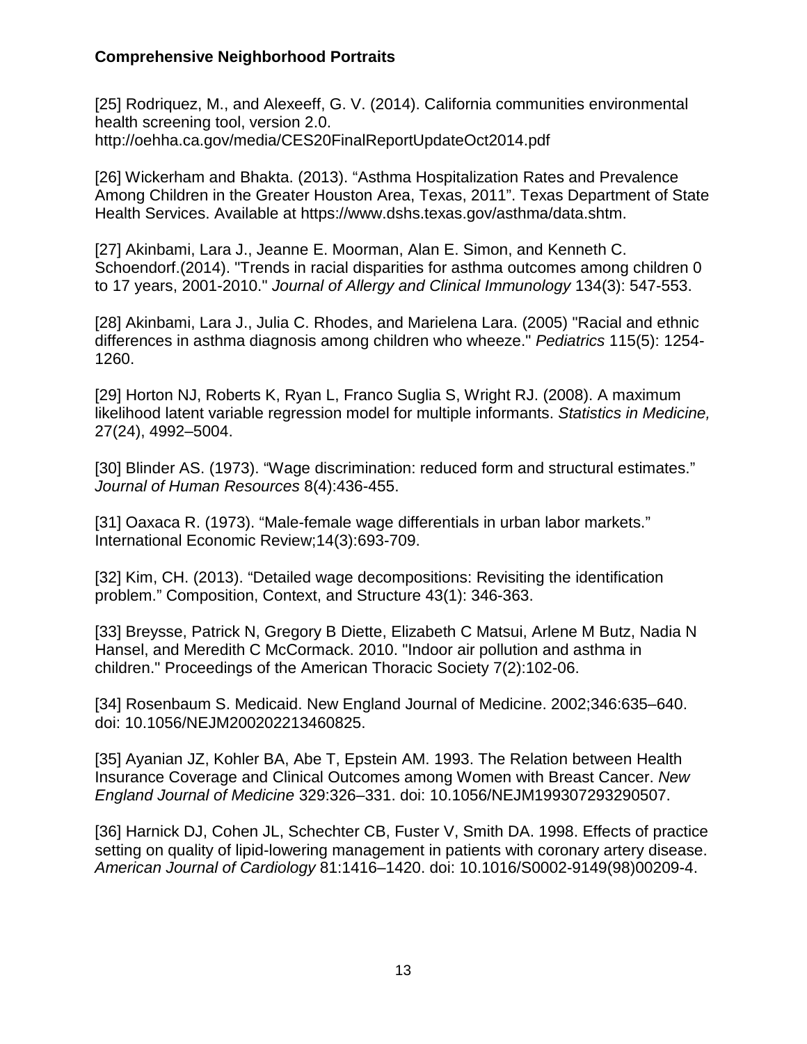[25] Rodriquez, M., and Alexeeff, G. V. (2014). California communities environmental health screening tool, version 2.0. http://oehha.ca.gov/media/CES20FinalReportUpdateOct2014.pdf

[26] Wickerham and Bhakta. (2013). "Asthma Hospitalization Rates and Prevalence Among Children in the Greater Houston Area, Texas, 2011". Texas Department of State Health Services. Available at https://www.dshs.texas.gov/asthma/data.shtm.

[27] Akinbami, Lara J., Jeanne E. Moorman, Alan E. Simon, and Kenneth C. Schoendorf.(2014). "Trends in racial disparities for asthma outcomes among children 0 to 17 years, 2001-2010." *Journal of Allergy and Clinical Immunology* 134(3): 547-553.

[28] Akinbami, Lara J., Julia C. Rhodes, and Marielena Lara. (2005) "Racial and ethnic differences in asthma diagnosis among children who wheeze." *Pediatrics* 115(5): 1254-1260.

[29] Horton NJ, Roberts K, Ryan L, Franco Suglia S, Wright RJ. (2008). A maximum likelihood latent variable regression model for multiple informants. *Statistics in Medicine,* 27(24), 4992–5004.

[30] Blinder AS. (1973). "Wage discrimination: reduced form and structural estimates." *Journal of Human Resources* 8(4):436-455.

[31] Oaxaca R. (1973). "Male-female wage differentials in urban labor markets." International Economic Review;14(3):693-709.

[32] Kim, CH. (2013). "Detailed wage decompositions: Revisiting the identification problem." Composition, Context, and Structure 43(1): 346-363.

[33] Breysse, Patrick N, Gregory B Diette, Elizabeth C Matsui, Arlene M Butz, Nadia N Hansel, and Meredith C McCormack. 2010. "Indoor air pollution and asthma in children." Proceedings of the American Thoracic Society 7(2):102-06.

[34] Rosenbaum S. Medicaid. New England Journal of Medicine. 2002;346:635–640. doi: 10.1056/NEJM200202213460825.

[35] Ayanian JZ, Kohler BA, Abe T, Epstein AM. 1993. The Relation between Health Insurance Coverage and Clinical Outcomes among Women with Breast Cancer. *New England Journal of Medicine* 329:326–331. doi: 10.1056/NEJM199307293290507.

[36] Harnick DJ, Cohen JL, Schechter CB, Fuster V, Smith DA. 1998. Effects of practice setting on quality of lipid-lowering management in patients with coronary artery disease. *American Journal of Cardiology* 81:1416–1420. doi: 10.1016/S0002-9149(98)00209-4.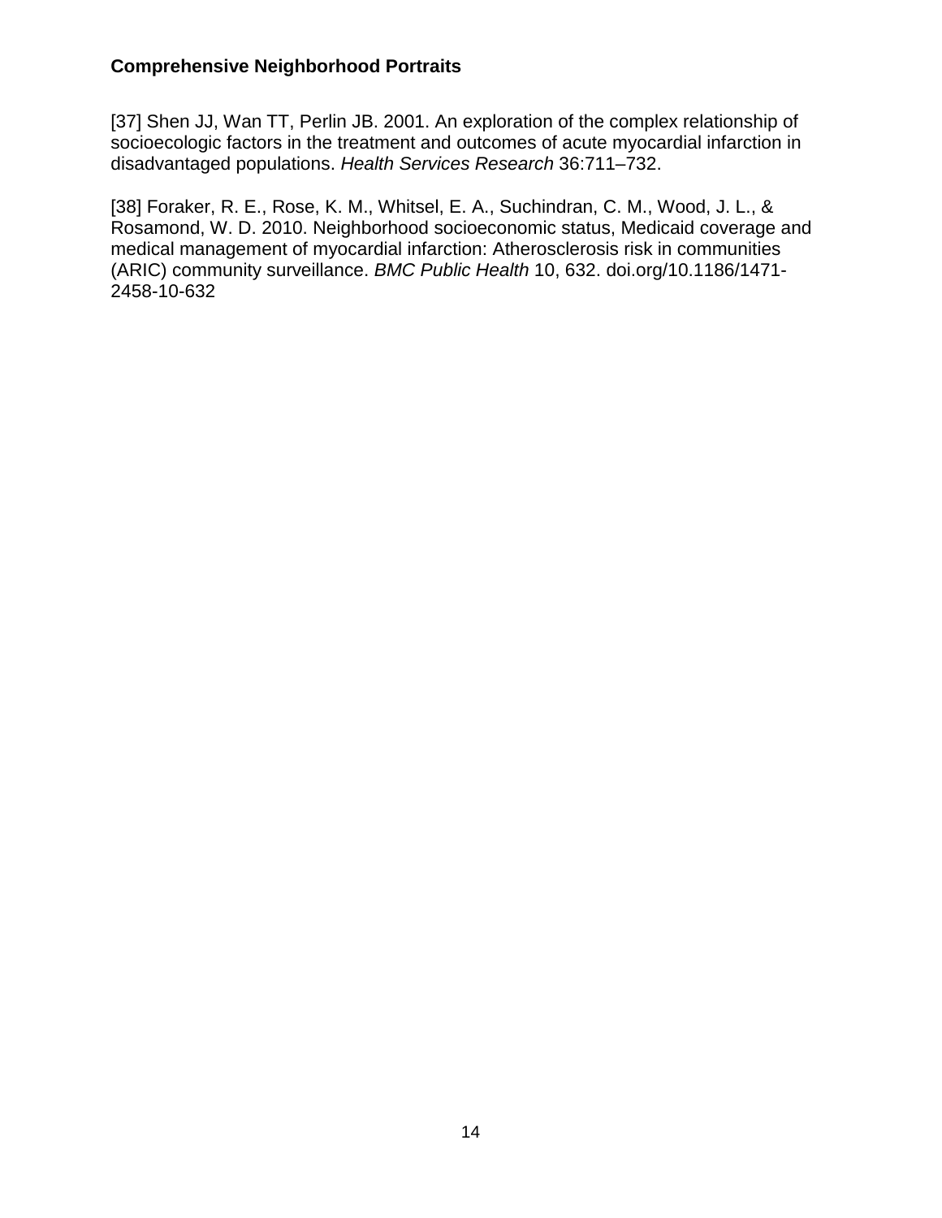[37] Shen JJ, Wan TT, Perlin JB. 2001. An exploration of the complex relationship of socioecologic factors in the treatment and outcomes of acute myocardial infarction in disadvantaged populations. *Health Services Research* 36:711–732.

[38] Foraker, R. E., Rose, K. M., Whitsel, E. A., Suchindran, C. M., Wood, J. L., & Rosamond, W. D. 2010. Neighborhood socioeconomic status, Medicaid coverage and medical management of myocardial infarction: Atherosclerosis risk in communities (ARIC) community surveillance. *BMC Public Health* 10, 632. doi.org/10.1186/1471-2458-10-632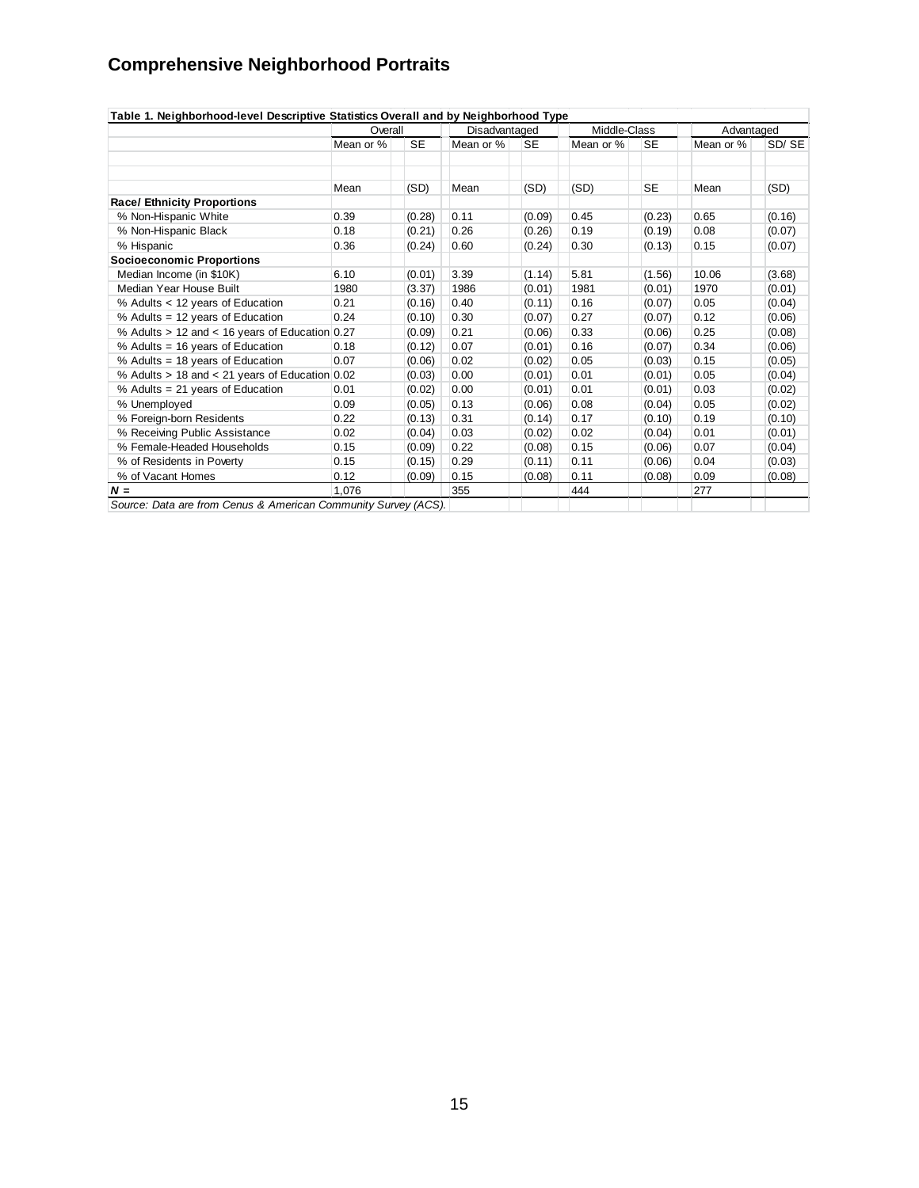# Comprehensive Neighborhood Portraits

**Table 1. Neighborhood-level Descriptive Statistics Overall and by Neighborhood Type**

| | Overall | | Disadvantaged | | Middle-Class | | Advantaged | |
|---|---|---|---|---|---|---|---|---|
| | Mean or % | SE | Mean or % | SE | Mean or % | SE | Mean or % | SD/ SE |
| | Mean | (SD) | Mean | (SD) | (SD) | SE | Mean | (SD) |
| **Race/ Ethnicity Proportions** | | | | | | | | |
| % Non-Hispanic White | 0.39 | (0.28) | 0.11 | (0.09) | 0.45 | (0.23) | 0.65 | (0.16) |
| % Non-Hispanic Black | 0.18 | (0.21) | 0.26 | (0.26) | 0.19 | (0.19) | 0.08 | (0.07) |
| % Hispanic | 0.36 | (0.24) | 0.60 | (0.24) | 0.30 | (0.13) | 0.15 | (0.07) |
| **Socioeconomic Proportions** | | | | | | | | |
| Median Income (in $10K) | 6.10 | (0.01) | 3.39 | (1.14) | 5.81 | (1.56) | 10.06 | (3.68) |
| Median Year House Built | 1980 | (3.37) | 1986 | (0.01) | 1981 | (0.01) | 1970 | (0.01) |
| % Adults < 12 years of Education | 0.21 | (0.16) | 0.40 | (0.11) | 0.16 | (0.07) | 0.05 | (0.04) |
| % Adults = 12 years of Education | 0.24 | (0.10) | 0.30 | (0.07) | 0.27 | (0.07) | 0.12 | (0.06) |
| % Adults > 12 and < 16 years of Education | 0.27 | (0.09) | 0.21 | (0.06) | 0.33 | (0.06) | 0.25 | (0.08) |
| % Adults = 16 years of Education | 0.18 | (0.12) | 0.07 | (0.01) | 0.16 | (0.07) | 0.34 | (0.06) |
| % Adults = 18 years of Education | 0.07 | (0.06) | 0.02 | (0.02) | 0.05 | (0.03) | 0.15 | (0.05) |
| % Adults > 18 and < 21 years of Education | 0.02 | (0.03) | 0.00 | (0.01) | 0.01 | (0.01) | 0.05 | (0.04) |
| % Adults = 21 years of Education | 0.01 | (0.02) | 0.00 | (0.01) | 0.01 | (0.01) | 0.03 | (0.02) |
| % Unemployed | 0.09 | (0.05) | 0.13 | (0.06) | 0.08 | (0.04) | 0.05 | (0.02) |
| % Foreign-born Residents | 0.22 | (0.13) | 0.31 | (0.14) | 0.17 | (0.10) | 0.19 | (0.10) |
| % Receiving Public Assistance | 0.02 | (0.04) | 0.03 | (0.02) | 0.02 | (0.04) | 0.01 | (0.01) |
| % Female-Headed Households | 0.15 | (0.09) | 0.22 | (0.08) | 0.15 | (0.06) | 0.07 | (0.04) |
| % of Residents in Poverty | 0.15 | (0.15) | 0.29 | (0.11) | 0.11 | (0.06) | 0.04 | (0.03) |
| % of Vacant Homes | 0.12 | (0.09) | 0.15 | (0.08) | 0.11 | (0.08) | 0.09 | (0.08) |
| ***N =*** | 1,076 | | 355 | | 444 | | 277 | |

*Source: Data are from Cenus & American Community Survey (ACS).*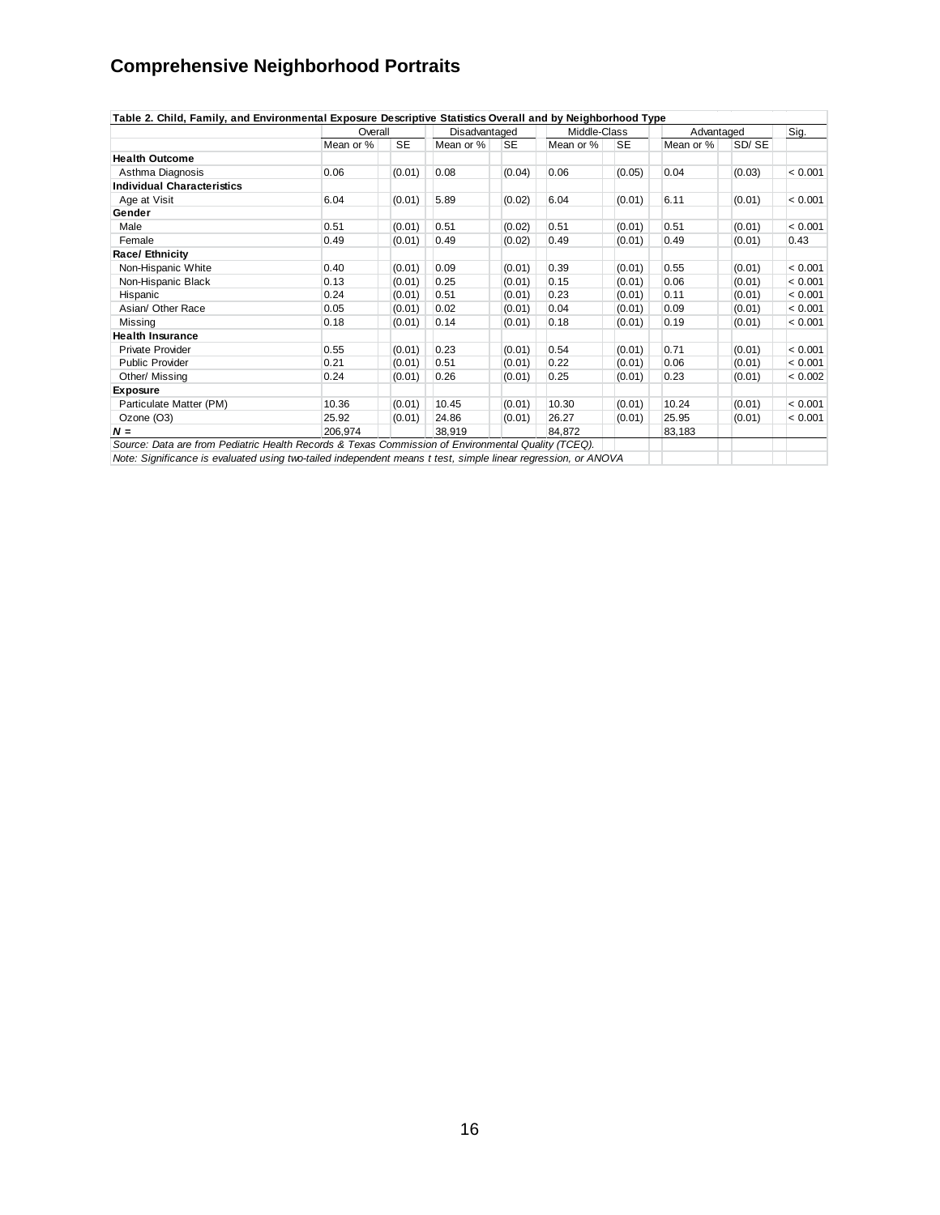## Comprehensive Neighborhood Portraits

| Table 2. Child, Family, and Environmental Exposure Descriptive Statistics Overall and by Neighborhood Type | | | | | | | | | |
|---|---|---|---|---|---|---|---|---|---|
| | Overall | | Disadvantaged | | Middle-Class | | Advantaged | | Sig. |
| | Mean or % | SE | Mean or % | SE | Mean or % | SE | Mean or % | SD/ SE | |
| **Health Outcome** | | | | | | | | | |
| Asthma Diagnosis | 0.06 | (0.01) | 0.08 | (0.04) | 0.06 | (0.05) | 0.04 | (0.03) | < 0.001 |
| **Individual Characteristics** | | | | | | | | | |
| Age at Visit | 6.04 | (0.01) | 5.89 | (0.02) | 6.04 | (0.01) | 6.11 | (0.01) | < 0.001 |
| **Gender** | | | | | | | | | |
| Male | 0.51 | (0.01) | 0.51 | (0.02) | 0.51 | (0.01) | 0.51 | (0.01) | < 0.001 |
| Female | 0.49 | (0.01) | 0.49 | (0.02) | 0.49 | (0.01) | 0.49 | (0.01) | 0.43 |
| **Race/ Ethnicity** | | | | | | | | | |
| Non-Hispanic White | 0.40 | (0.01) | 0.09 | (0.01) | 0.39 | (0.01) | 0.55 | (0.01) | < 0.001 |
| Non-Hispanic Black | 0.13 | (0.01) | 0.25 | (0.01) | 0.15 | (0.01) | 0.06 | (0.01) | < 0.001 |
| Hispanic | 0.24 | (0.01) | 0.51 | (0.01) | 0.23 | (0.01) | 0.11 | (0.01) | < 0.001 |
| Asian/ Other Race | 0.05 | (0.01) | 0.02 | (0.01) | 0.04 | (0.01) | 0.09 | (0.01) | < 0.001 |
| Missing | 0.18 | (0.01) | 0.14 | (0.01) | 0.18 | (0.01) | 0.19 | (0.01) | < 0.001 |
| **Health Insurance** | | | | | | | | | |
| Private Provider | 0.55 | (0.01) | 0.23 | (0.01) | 0.54 | (0.01) | 0.71 | (0.01) | < 0.001 |
| Public Provider | 0.21 | (0.01) | 0.51 | (0.01) | 0.22 | (0.01) | 0.06 | (0.01) | < 0.001 |
| Other/ Missing | 0.24 | (0.01) | 0.26 | (0.01) | 0.25 | (0.01) | 0.23 | (0.01) | < 0.002 |
| **Exposure** | | | | | | | | | |
| Particulate Matter (PM) | 10.36 | (0.01) | 10.45 | (0.01) | 10.30 | (0.01) | 10.24 | (0.01) | < 0.001 |
| Ozone (O3) | 25.92 | (0.01) | 24.86 | (0.01) | 26.27 | (0.01) | 25.95 | (0.01) | < 0.001 |
| ***N* =** | 206,974 | | 38,919 | | 84,872 | | 83,183 | | |

*Source: Data are from Pediatric Health Records & Texas Commission of Environmental Quality (TCEQ).*

*Note: Significance is evaluated using two-tailed independent means t test, simple linear regression, or ANOVA*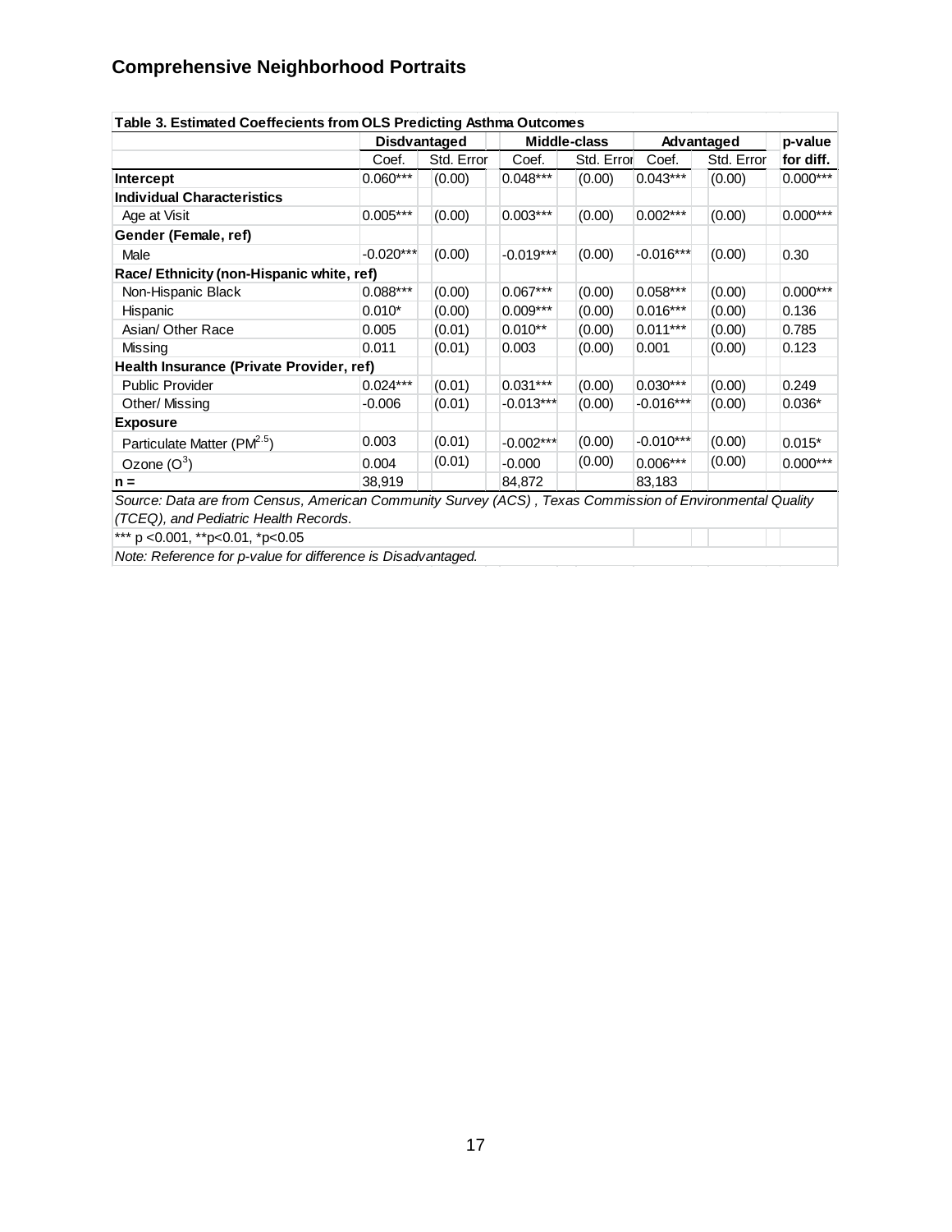## Comprehensive Neighborhood Portraits

**Table 3. Estimated Coeffecients from OLS Predicting Asthma Outcomes**

| | Disdvantaged | | Middle-class | | Advantaged | | p-value |
|---|---|---|---|---|---|---|---|
| | Coef. | Std. Error | Coef. | Std. Error | Coef. | Std. Error | for diff. |
| **Intercept** | 0.060*** | (0.00) | 0.048*** | (0.00) | 0.043*** | (0.00) | 0.000*** |
| **Individual Characteristics** | | | | | | | |
| Age at Visit | 0.005*** | (0.00) | 0.003*** | (0.00) | 0.002*** | (0.00) | 0.000*** |
| **Gender (Female, ref)** | | | | | | | |
| Male | -0.020*** | (0.00) | -0.019*** | (0.00) | -0.016*** | (0.00) | 0.30 |
| **Race/ Ethnicity (non-Hispanic white, ref)** | | | | | | | |
| Non-Hispanic Black | 0.088*** | (0.00) | 0.067*** | (0.00) | 0.058*** | (0.00) | 0.000*** |
| Hispanic | 0.010* | (0.00) | 0.009*** | (0.00) | 0.016*** | (0.00) | 0.136 |
| Asian/ Other Race | 0.005 | (0.01) | 0.010** | (0.00) | 0.011*** | (0.00) | 0.785 |
| Missing | 0.011 | (0.01) | 0.003 | (0.00) | 0.001 | (0.00) | 0.123 |
| **Health Insurance (Private Provider, ref)** | | | | | | | |
| Public Provider | 0.024*** | (0.01) | 0.031*** | (0.00) | 0.030*** | (0.00) | 0.249 |
| Other/ Missing | -0.006 | (0.01) | -0.013*** | (0.00) | -0.016*** | (0.00) | 0.036* |
| **Exposure** | | | | | | | |
| Particulate Matter ($PM^{2.5}$) | 0.003 | (0.01) | -0.002*** | (0.00) | -0.010*** | (0.00) | 0.015* |
| Ozone ($O^3$) | 0.004 | (0.01) | -0.000 | (0.00) | 0.006*** | (0.00) | 0.000*** |
| **n =** | 38,919 | | 84,872 | | 83,183 | | |

*Source: Data are from Census, American Community Survey (ACS) , Texas Commission of Environmental Quality (TCEQ), and Pediatric Health Records.*

*** p <0.001, **p<0.01, *p<0.05

*Note: Reference for p-value for difference is Disadvantaged.*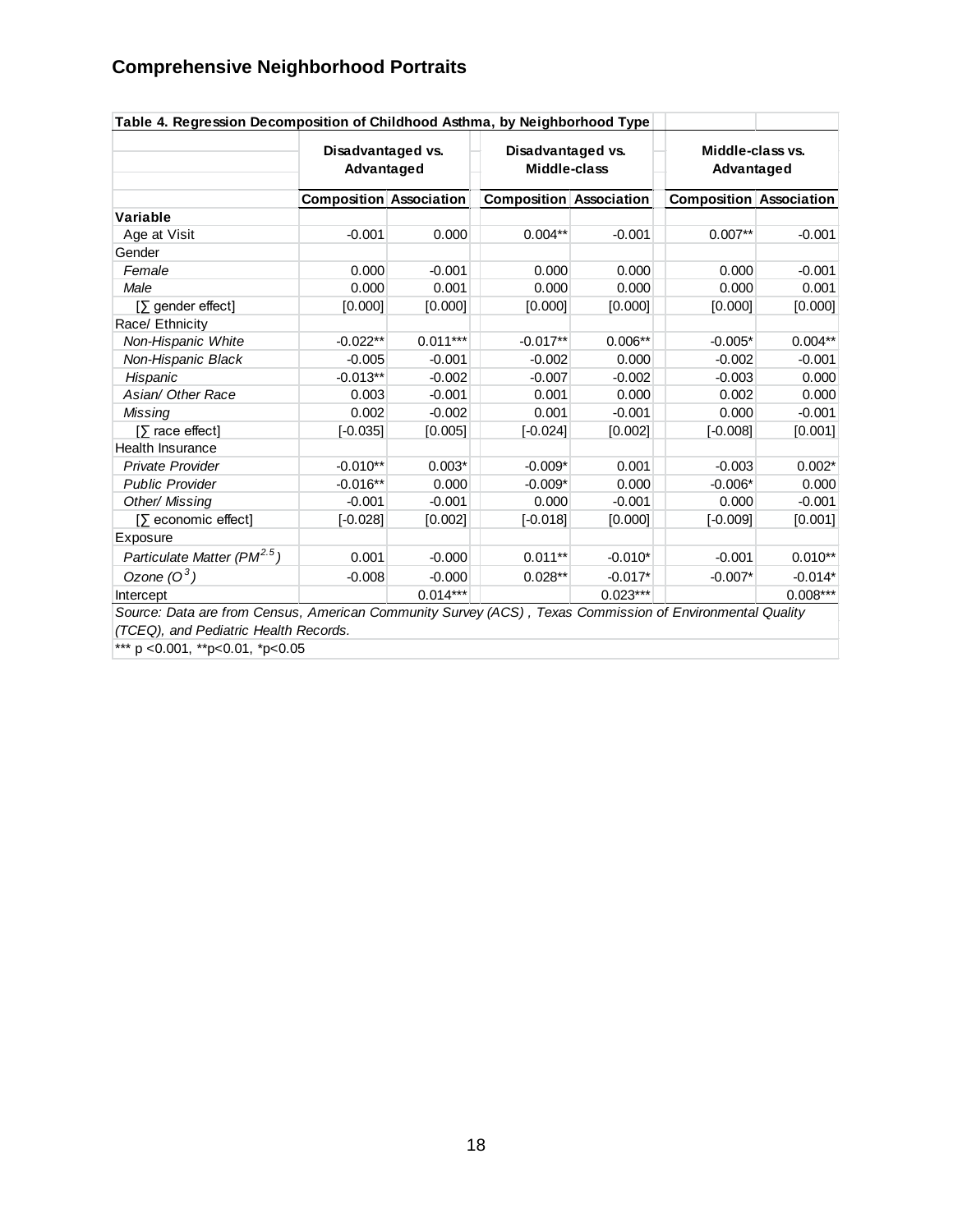## Comprehensive Neighborhood Portraits

**Table 4. Regression Decomposition of Childhood Asthma, by Neighborhood Type**

| | Disadvantaged vs. Advantaged | | Disadvantaged vs. Middle-class | | Middle-class vs. Advantaged | |
|---|---|---|---|---|---|---|
| | **Composition** | **Association** | **Composition** | **Association** | **Composition** | **Association** |
| **Variable** | | | | | | |
| Age at Visit | -0.001 | 0.000 | 0.004** | -0.001 | 0.007** | -0.001 |
| Gender | | | | | | |
| *Female* | 0.000 | -0.001 | 0.000 | 0.000 | 0.000 | -0.001 |
| *Male* | 0.000 | 0.001 | 0.000 | 0.000 | 0.000 | 0.001 |
| [∑ gender effect] | [0.000] | [0.000] | [0.000] | [0.000] | [0.000] | [0.000] |
| Race/ Ethnicity | | | | | | |
| *Non-Hispanic White* | -0.022** | 0.011*** | -0.017** | 0.006** | -0.005* | 0.004** |
| *Non-Hispanic Black* | -0.005 | -0.001 | -0.002 | 0.000 | -0.002 | -0.001 |
| *Hispanic* | -0.013** | -0.002 | -0.007 | -0.002 | -0.003 | 0.000 |
| *Asian/ Other Race* | 0.003 | -0.001 | 0.001 | 0.000 | 0.002 | 0.000 |
| *Missing* | 0.002 | -0.002 | 0.001 | -0.001 | 0.000 | -0.001 |
| [∑ race effect] | [-0.035] | [0.005] | [-0.024] | [0.002] | [-0.008] | [0.001] |
| Health Insurance | | | | | | |
| *Private Provider* | -0.010** | 0.003* | -0.009* | 0.001 | -0.003 | 0.002* |
| *Public Provider* | -0.016** | 0.000 | -0.009* | 0.000 | -0.006* | 0.000 |
| *Other/ Missing* | -0.001 | -0.001 | 0.000 | -0.001 | 0.000 | -0.001 |
| [∑ economic effect] | [-0.028] | [0.002] | [-0.018] | [0.000] | [-0.009] | [0.001] |
| Exposure | | | | | | |
| *Particulate Matter ($PM^{2.5}$)* | 0.001 | -0.000 | 0.011** | -0.010* | -0.001 | 0.010** |
| *Ozone ($O^3$)* | -0.008 | -0.000 | 0.028** | -0.017* | -0.007* | -0.014* |
| Intercept | | 0.014*** | | 0.023*** | | 0.008*** |

*Source: Data are from Census, American Community Survey (ACS) , Texas Commission of Environmental Quality (TCEQ), and Pediatric Health Records.*

*** p <0.001, **p<0.01, *p<0.05